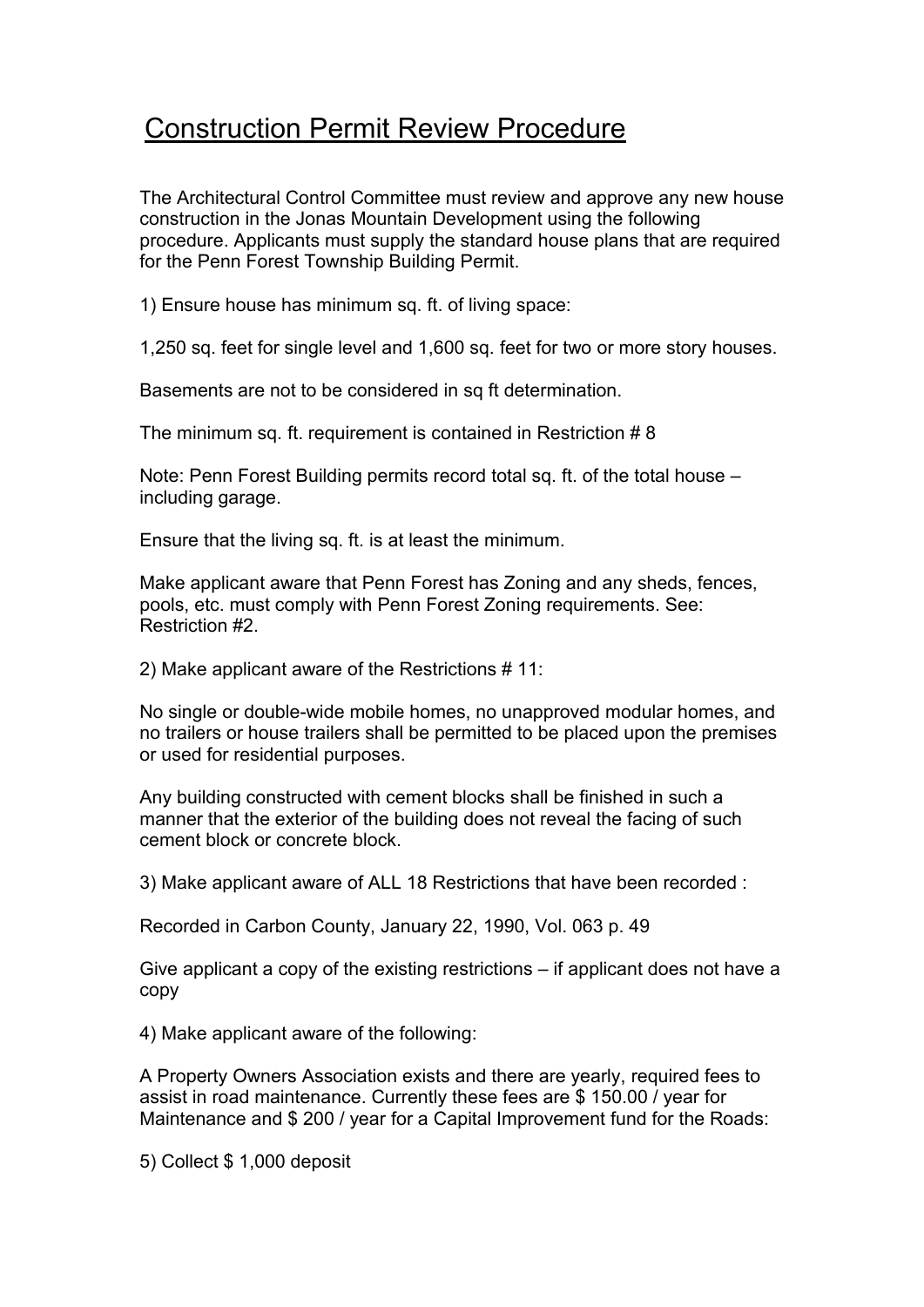# Construction Permit Review Procedure

The Architectural Control Committee must review and approve any new house construction in the Jonas Mountain Development using the following procedure. Applicants must supply the standard house plans that are required for the Penn Forest Township Building Permit.

1) Ensure house has minimum sq. ft. of living space:

1,250 sq. feet for single level and 1,600 sq. feet for two or more story houses.

Basements are not to be considered in sq ft determination.

The minimum sq. ft. requirement is contained in Restriction # 8

Note: Penn Forest Building permits record total sq. ft. of the total house – including garage.

Ensure that the living sq. ft. is at least the minimum.

Make applicant aware that Penn Forest has Zoning and any sheds, fences, pools, etc. must comply with Penn Forest Zoning requirements. See: Restriction #2.

2) Make applicant aware of the Restrictions # 11:

No single or double-wide mobile homes, no unapproved modular homes, and no trailers or house trailers shall be permitted to be placed upon the premises or used for residential purposes.

Any building constructed with cement blocks shall be finished in such a manner that the exterior of the building does not reveal the facing of such cement block or concrete block.

3) Make applicant aware of ALL 18 Restrictions that have been recorded :

Recorded in Carbon County, January 22, 1990, Vol. 063 p. 49

Give applicant a copy of the existing restrictions – if applicant does not have a copy

4) Make applicant aware of the following:

A Property Owners Association exists and there are yearly, required fees to assist in road maintenance. Currently these fees are $ 150.00 / year for Maintenance and $ 200 / year for a Capital Improvement fund for the Roads:

5) Collect $ 1,000 deposit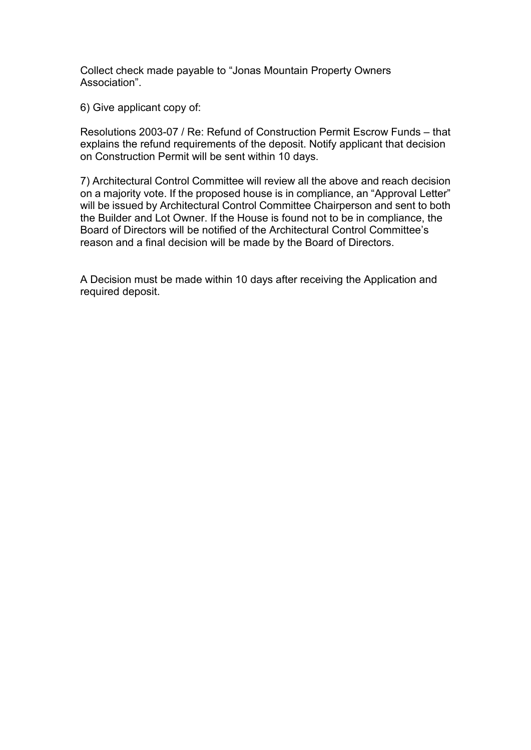Collect check made payable to “Jonas Mountain Property Owners Association”.

6) Give applicant copy of:

Resolutions 2003-07 / Re: Refund of Construction Permit Escrow Funds – that explains the refund requirements of the deposit. Notify applicant that decision on Construction Permit will be sent within 10 days.

7) Architectural Control Committee will review all the above and reach decision on a majority vote. If the proposed house is in compliance, an “Approval Letter” will be issued by Architectural Control Committee Chairperson and sent to both the Builder and Lot Owner. If the House is found not to be in compliance, the Board of Directors will be notified of the Architectural Control Committee’s reason and a final decision will be made by the Board of Directors.

A Decision must be made within 10 days after receiving the Application and required deposit.